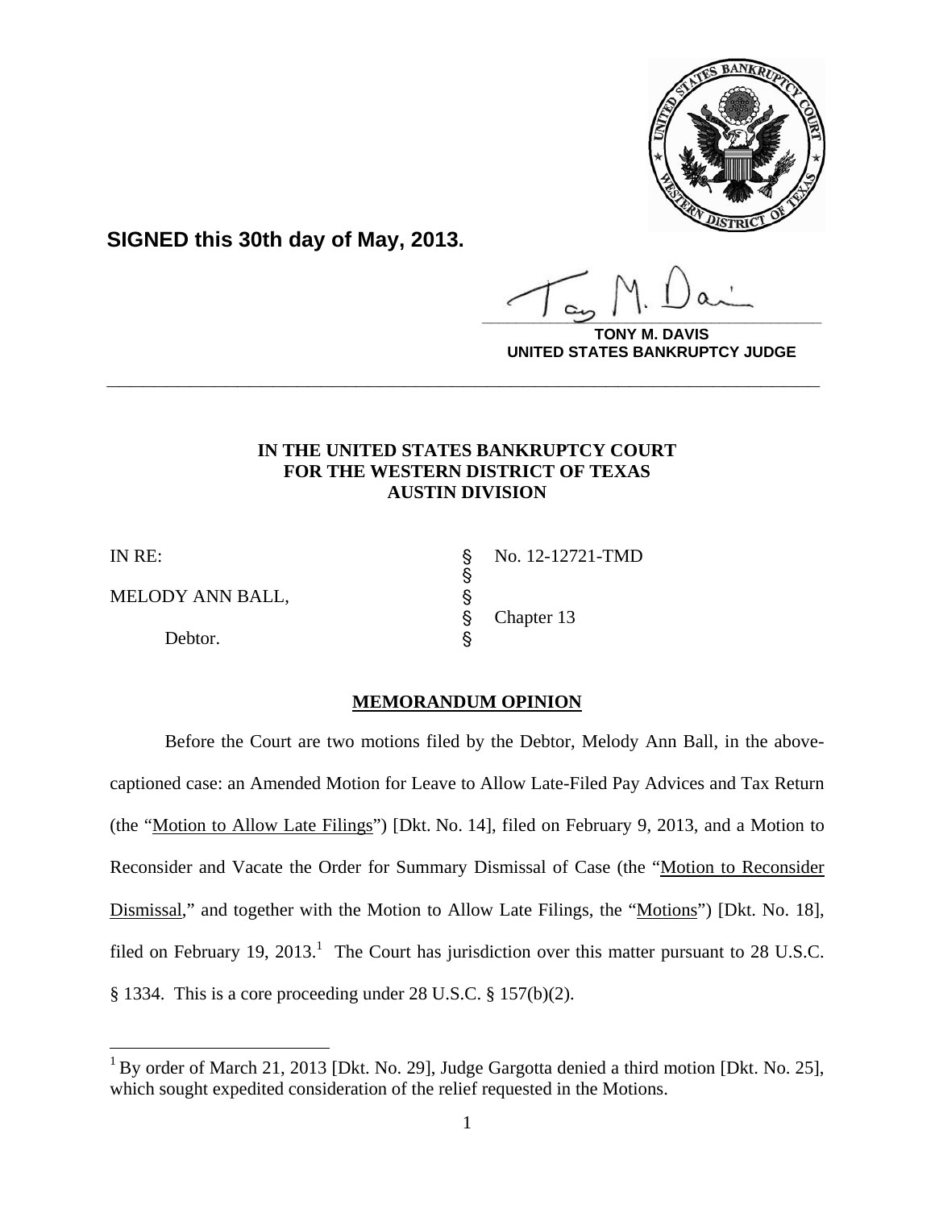**SIGNED this 30th day of May, 2013.**

**TONY M. DAVIS**
**UNITED STATES BANKRUPTCY JUDGE**

---

**IN THE UNITED STATES BANKRUPTCY COURT**
**FOR THE WESTERN DISTRICT OF TEXAS**
**AUSTIN DIVISION**

| | | |
|---|---|---|
| IN RE: | § | No. 12-12721-TMD |
| | § | |
| MELODY ANN BALL, | § | |
| | § | Chapter 13 |
| Debtor. | § | |

**MEMORANDUM OPINION**

Before the Court are two motions filed by the Debtor, Melody Ann Ball, in the above-captioned case: an Amended Motion for Leave to Allow Late-Filed Pay Advices and Tax Return (the "Motion to Allow Late Filings") [Dkt. No. 14], filed on February 9, 2013, and a Motion to Reconsider and Vacate the Order for Summary Dismissal of Case (the "Motion to Reconsider Dismissal," and together with the Motion to Allow Late Filings, the "Motions") [Dkt. No. 18], filed on February 19, 2013.[1] The Court has jurisdiction over this matter pursuant to 28 U.S.C. § 1334. This is a core proceeding under 28 U.S.C. § 157(b)(2).

[1] By order of March 21, 2013 [Dkt. No. 29], Judge Gargotta denied a third motion [Dkt. No. 25], which sought expedited consideration of the relief requested in the Motions.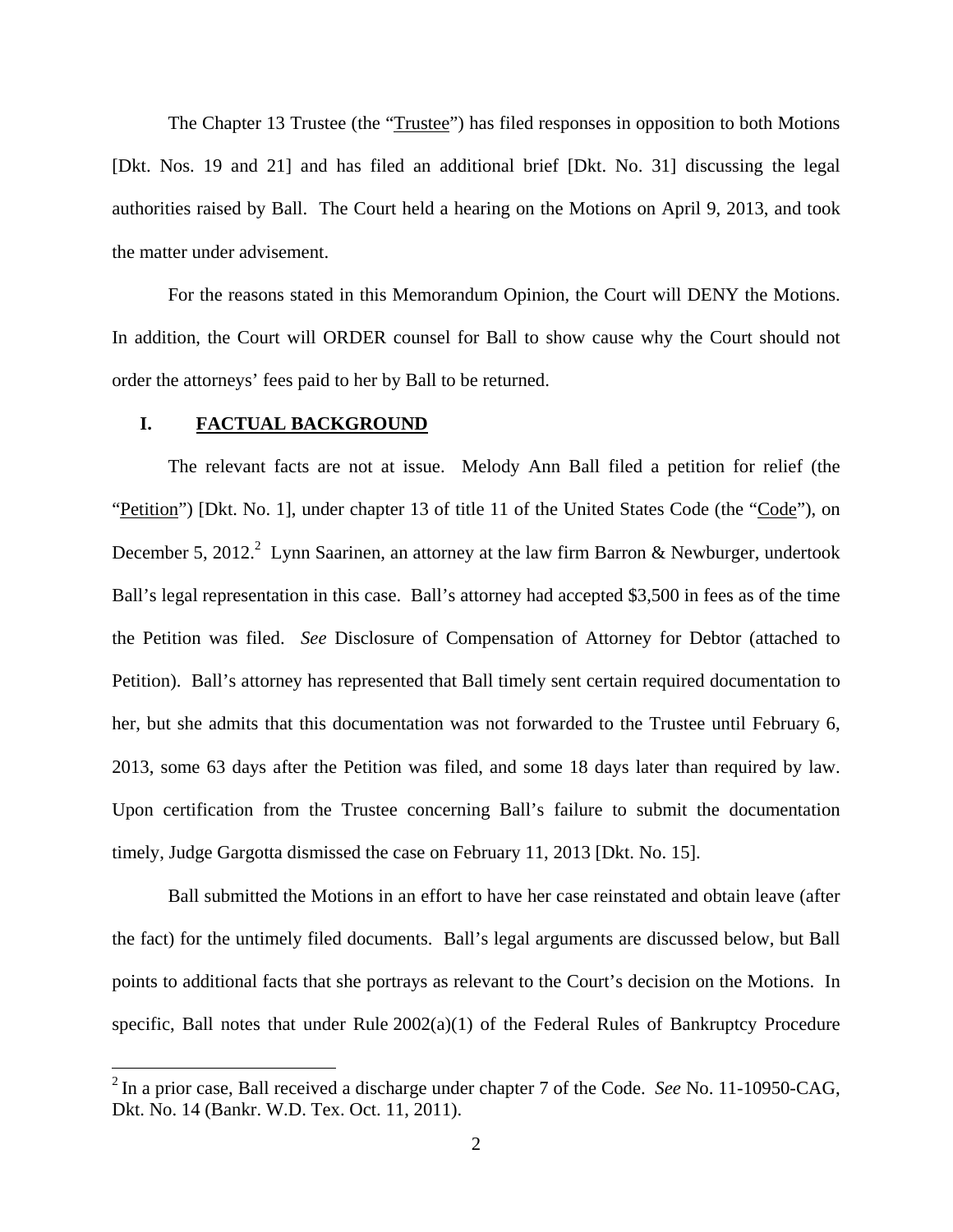The Chapter 13 Trustee (the "Trustee") has filed responses in opposition to both Motions [Dkt. Nos. 19 and 21] and has filed an additional brief [Dkt. No. 31] discussing the legal authorities raised by Ball. The Court held a hearing on the Motions on April 9, 2013, and took the matter under advisement.

For the reasons stated in this Memorandum Opinion, the Court will DENY the Motions. In addition, the Court will ORDER counsel for Ball to show cause why the Court should not order the attorneys' fees paid to her by Ball to be returned.

## I. FACTUAL BACKGROUND

The relevant facts are not at issue. Melody Ann Ball filed a petition for relief (the "Petition") [Dkt. No. 1], under chapter 13 of title 11 of the United States Code (the "Code"), on December 5, 2012.[2] Lynn Saarinen, an attorney at the law firm Barron & Newburger, undertook Ball's legal representation in this case. Ball's attorney had accepted $3,500 in fees as of the time the Petition was filed. *See* Disclosure of Compensation of Attorney for Debtor (attached to Petition). Ball's attorney has represented that Ball timely sent certain required documentation to her, but she admits that this documentation was not forwarded to the Trustee until February 6, 2013, some 63 days after the Petition was filed, and some 18 days later than required by law. Upon certification from the Trustee concerning Ball's failure to submit the documentation timely, Judge Gargotta dismissed the case on February 11, 2013 [Dkt. No. 15].

Ball submitted the Motions in an effort to have her case reinstated and obtain leave (after the fact) for the untimely filed documents. Ball's legal arguments are discussed below, but Ball points to additional facts that she portrays as relevant to the Court's decision on the Motions. In specific, Ball notes that under Rule 2002(a)(1) of the Federal Rules of Bankruptcy Procedure

[2] In a prior case, Ball received a discharge under chapter 7 of the Code. *See* No. 11-10950-CAG, Dkt. No. 14 (Bankr. W.D. Tex. Oct. 11, 2011).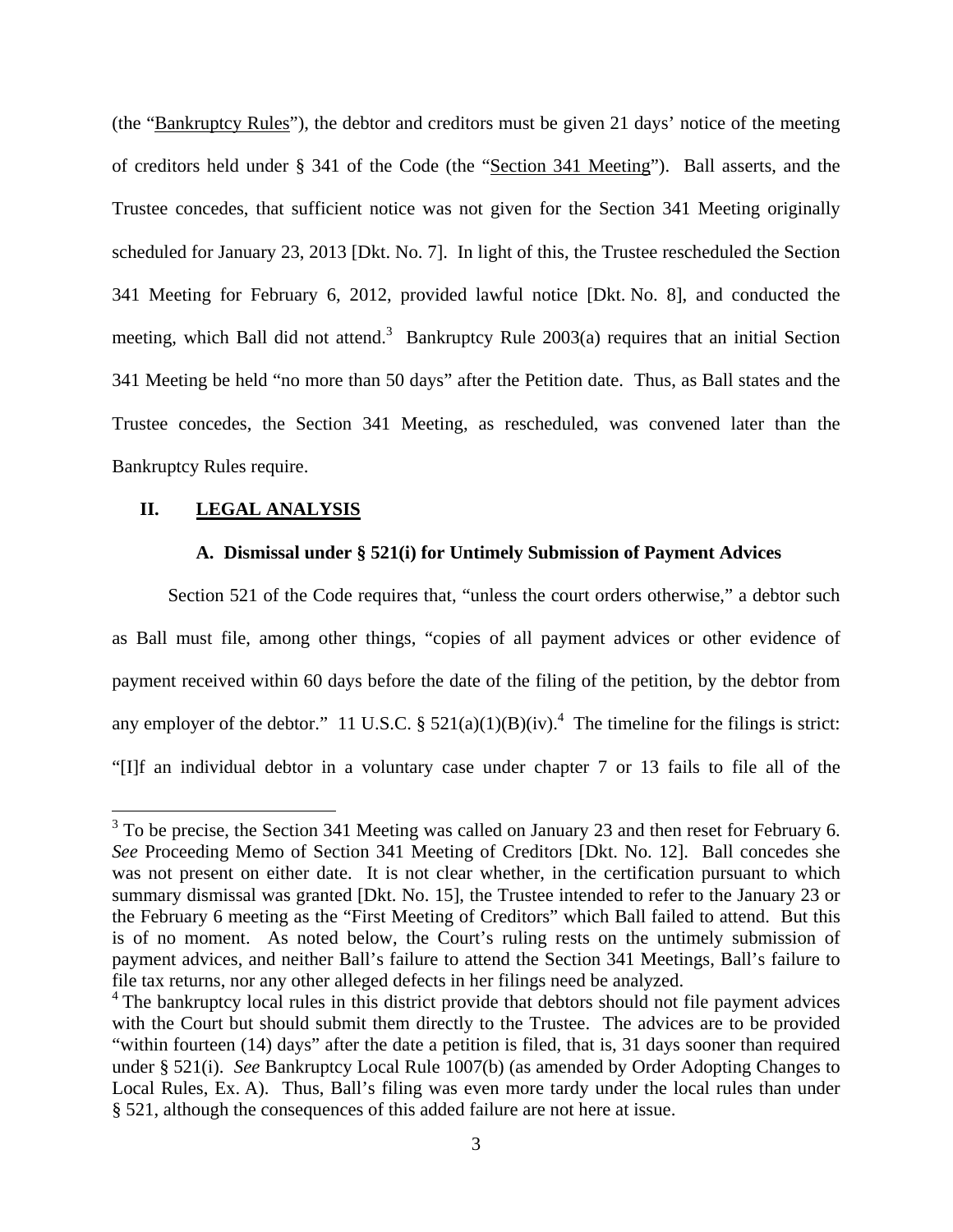(the "Bankruptcy Rules"), the debtor and creditors must be given 21 days' notice of the meeting of creditors held under § 341 of the Code (the "Section 341 Meeting"). Ball asserts, and the Trustee concedes, that sufficient notice was not given for the Section 341 Meeting originally scheduled for January 23, 2013 [Dkt. No. 7]. In light of this, the Trustee rescheduled the Section 341 Meeting for February 6, 2012, provided lawful notice [Dkt. No. 8], and conducted the meeting, which Ball did not attend.[3] Bankruptcy Rule 2003(a) requires that an initial Section 341 Meeting be held "no more than 50 days" after the Petition date. Thus, as Ball states and the Trustee concedes, the Section 341 Meeting, as rescheduled, was convened later than the Bankruptcy Rules require.

## II. LEGAL ANALYSIS

### A. Dismissal under § 521(i) for Untimely Submission of Payment Advices

Section 521 of the Code requires that, "unless the court orders otherwise," a debtor such as Ball must file, among other things, "copies of all payment advices or other evidence of payment received within 60 days before the date of the filing of the petition, by the debtor from any employer of the debtor." 11 U.S.C. § 521(a)(1)(B)(iv).[4] The timeline for the filings is strict: "[I]f an individual debtor in a voluntary case under chapter 7 or 13 fails to file all of the

---

[3] To be precise, the Section 341 Meeting was called on January 23 and then reset for February 6. *See* Proceeding Memo of Section 341 Meeting of Creditors [Dkt. No. 12]. Ball concedes she was not present on either date. It is not clear whether, in the certification pursuant to which summary dismissal was granted [Dkt. No. 15], the Trustee intended to refer to the January 23 or the February 6 meeting as the "First Meeting of Creditors" which Ball failed to attend. But this is of no moment. As noted below, the Court's ruling rests on the untimely submission of payment advices, and neither Ball's failure to attend the Section 341 Meetings, Ball's failure to file tax returns, nor any other alleged defects in her filings need be analyzed.

[4] The bankruptcy local rules in this district provide that debtors should not file payment advices with the Court but should submit them directly to the Trustee. The advices are to be provided "within fourteen (14) days" after the date a petition is filed, that is, 31 days sooner than required under § 521(i). *See* Bankruptcy Local Rule 1007(b) (as amended by Order Adopting Changes to Local Rules, Ex. A). Thus, Ball's filing was even more tardy under the local rules than under § 521, although the consequences of this added failure are not here at issue.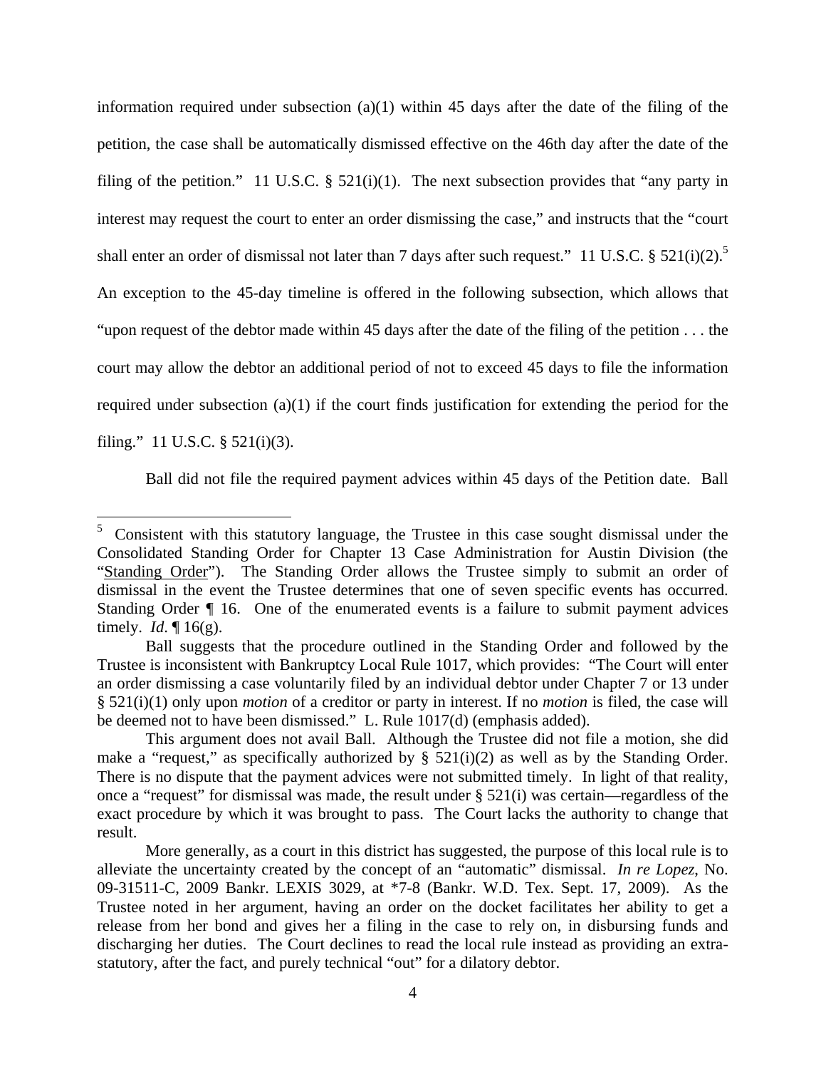information required under subsection (a)(1) within 45 days after the date of the filing of the petition, the case shall be automatically dismissed effective on the 46th day after the date of the filing of the petition." 11 U.S.C. § 521(i)(1). The next subsection provides that "any party in interest may request the court to enter an order dismissing the case," and instructs that the "court shall enter an order of dismissal not later than 7 days after such request." 11 U.S.C. § 521(i)(2).[5] An exception to the 45-day timeline is offered in the following subsection, which allows that "upon request of the debtor made within 45 days after the date of the filing of the petition . . . the court may allow the debtor an additional period of not to exceed 45 days to file the information required under subsection (a)(1) if the court finds justification for extending the period for the filing." 11 U.S.C. § 521(i)(3).

Ball did not file the required payment advices within 45 days of the Petition date. Ball

---

[5] Consistent with this statutory language, the Trustee in this case sought dismissal under the Consolidated Standing Order for Chapter 13 Case Administration for Austin Division (the "Standing Order"). The Standing Order allows the Trustee simply to submit an order of dismissal in the event the Trustee determines that one of seven specific events has occurred. Standing Order ¶ 16. One of the enumerated events is a failure to submit payment advices timely. *Id*. ¶ 16(g).

Ball suggests that the procedure outlined in the Standing Order and followed by the Trustee is inconsistent with Bankruptcy Local Rule 1017, which provides: "The Court will enter an order dismissing a case voluntarily filed by an individual debtor under Chapter 7 or 13 under § 521(i)(1) only upon *motion* of a creditor or party in interest. If no *motion* is filed, the case will be deemed not to have been dismissed." L. Rule 1017(d) (emphasis added).

This argument does not avail Ball. Although the Trustee did not file a motion, she did make a "request," as specifically authorized by § 521(i)(2) as well as by the Standing Order. There is no dispute that the payment advices were not submitted timely. In light of that reality, once a "request" for dismissal was made, the result under § 521(i) was certain—regardless of the exact procedure by which it was brought to pass. The Court lacks the authority to change that result.

More generally, as a court in this district has suggested, the purpose of this local rule is to alleviate the uncertainty created by the concept of an "automatic" dismissal. *In re Lopez*, No. 09-31511-C, 2009 Bankr. LEXIS 3029, at *7-8 (Bankr. W.D. Tex. Sept. 17, 2009). As the Trustee noted in her argument, having an order on the docket facilitates her ability to get a release from her bond and gives her a filing in the case to rely on, in disbursing funds and discharging her duties. The Court declines to read the local rule instead as providing an extra-statutory, after the fact, and purely technical "out" for a dilatory debtor.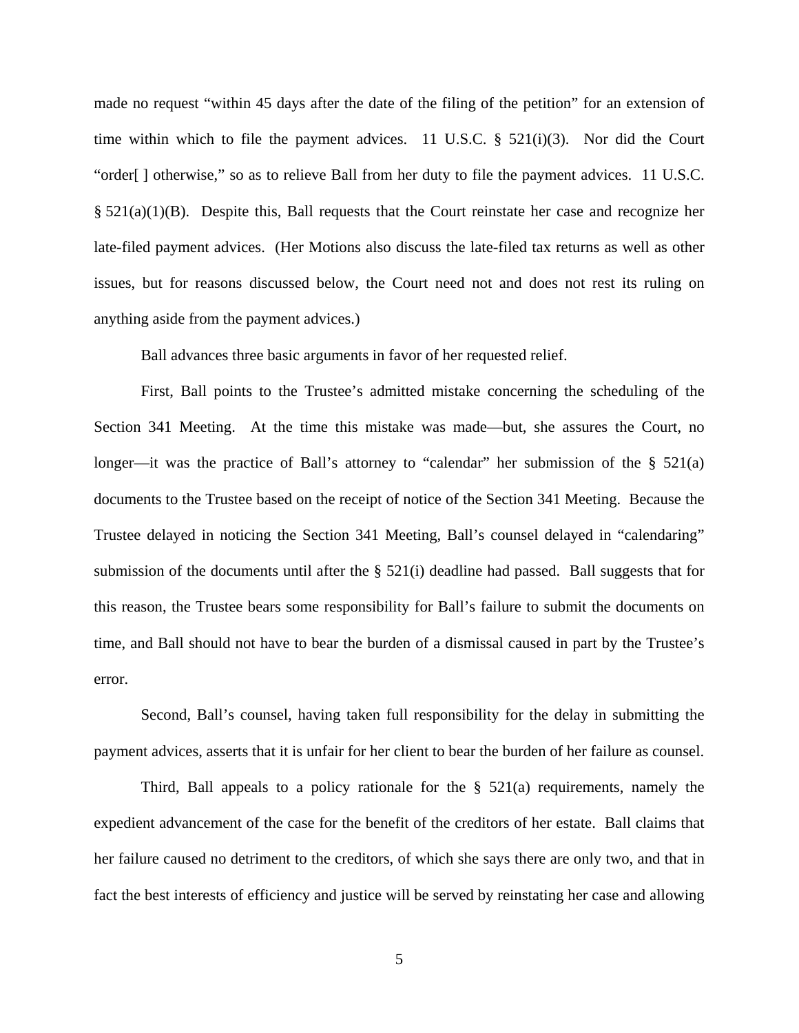made no request "within 45 days after the date of the filing of the petition" for an extension of time within which to file the payment advices. 11 U.S.C. § 521(i)(3). Nor did the Court "order[ ] otherwise," so as to relieve Ball from her duty to file the payment advices. 11 U.S.C. § 521(a)(1)(B). Despite this, Ball requests that the Court reinstate her case and recognize her late-filed payment advices. (Her Motions also discuss the late-filed tax returns as well as other issues, but for reasons discussed below, the Court need not and does not rest its ruling on anything aside from the payment advices.)

Ball advances three basic arguments in favor of her requested relief.

First, Ball points to the Trustee's admitted mistake concerning the scheduling of the Section 341 Meeting. At the time this mistake was made—but, she assures the Court, no longer—it was the practice of Ball's attorney to "calendar" her submission of the § 521(a) documents to the Trustee based on the receipt of notice of the Section 341 Meeting. Because the Trustee delayed in noticing the Section 341 Meeting, Ball's counsel delayed in "calendaring" submission of the documents until after the § 521(i) deadline had passed. Ball suggests that for this reason, the Trustee bears some responsibility for Ball's failure to submit the documents on time, and Ball should not have to bear the burden of a dismissal caused in part by the Trustee's error.

Second, Ball's counsel, having taken full responsibility for the delay in submitting the payment advices, asserts that it is unfair for her client to bear the burden of her failure as counsel.

Third, Ball appeals to a policy rationale for the § 521(a) requirements, namely the expedient advancement of the case for the benefit of the creditors of her estate. Ball claims that her failure caused no detriment to the creditors, of which she says there are only two, and that in fact the best interests of efficiency and justice will be served by reinstating her case and allowing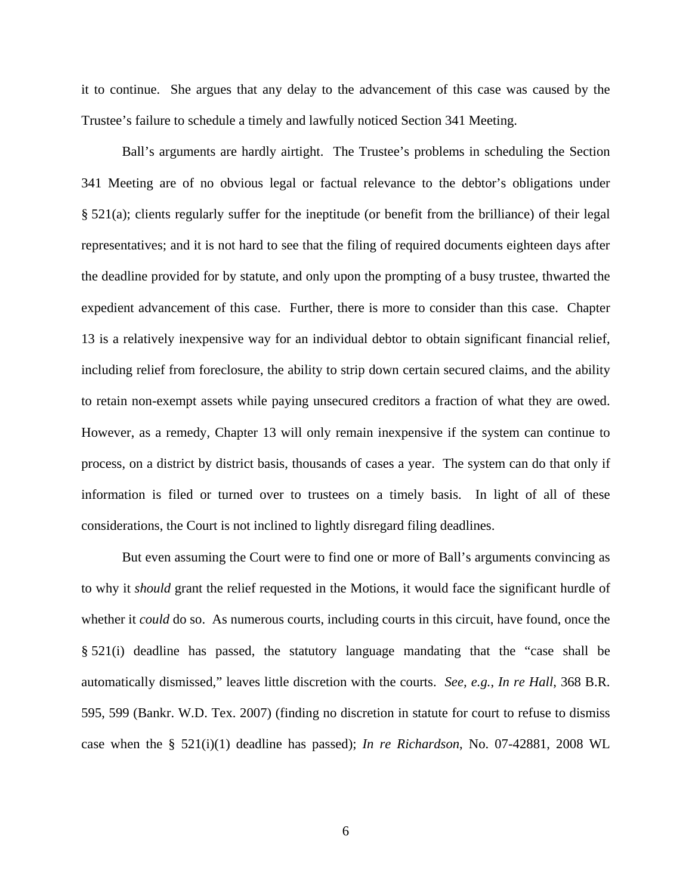it to continue. She argues that any delay to the advancement of this case was caused by the Trustee's failure to schedule a timely and lawfully noticed Section 341 Meeting.

Ball's arguments are hardly airtight. The Trustee's problems in scheduling the Section 341 Meeting are of no obvious legal or factual relevance to the debtor's obligations under § 521(a); clients regularly suffer for the ineptitude (or benefit from the brilliance) of their legal representatives; and it is not hard to see that the filing of required documents eighteen days after the deadline provided for by statute, and only upon the prompting of a busy trustee, thwarted the expedient advancement of this case. Further, there is more to consider than this case. Chapter 13 is a relatively inexpensive way for an individual debtor to obtain significant financial relief, including relief from foreclosure, the ability to strip down certain secured claims, and the ability to retain non-exempt assets while paying unsecured creditors a fraction of what they are owed. However, as a remedy, Chapter 13 will only remain inexpensive if the system can continue to process, on a district by district basis, thousands of cases a year. The system can do that only if information is filed or turned over to trustees on a timely basis. In light of all of these considerations, the Court is not inclined to lightly disregard filing deadlines.

But even assuming the Court were to find one or more of Ball's arguments convincing as to why it *should* grant the relief requested in the Motions, it would face the significant hurdle of whether it *could* do so. As numerous courts, including courts in this circuit, have found, once the § 521(i) deadline has passed, the statutory language mandating that the "case shall be automatically dismissed," leaves little discretion with the courts. *See, e.g.*, *In re Hall*, 368 B.R. 595, 599 (Bankr. W.D. Tex. 2007) (finding no discretion in statute for court to refuse to dismiss case when the § 521(i)(1) deadline has passed); *In re Richardson*, No. 07-42881, 2008 WL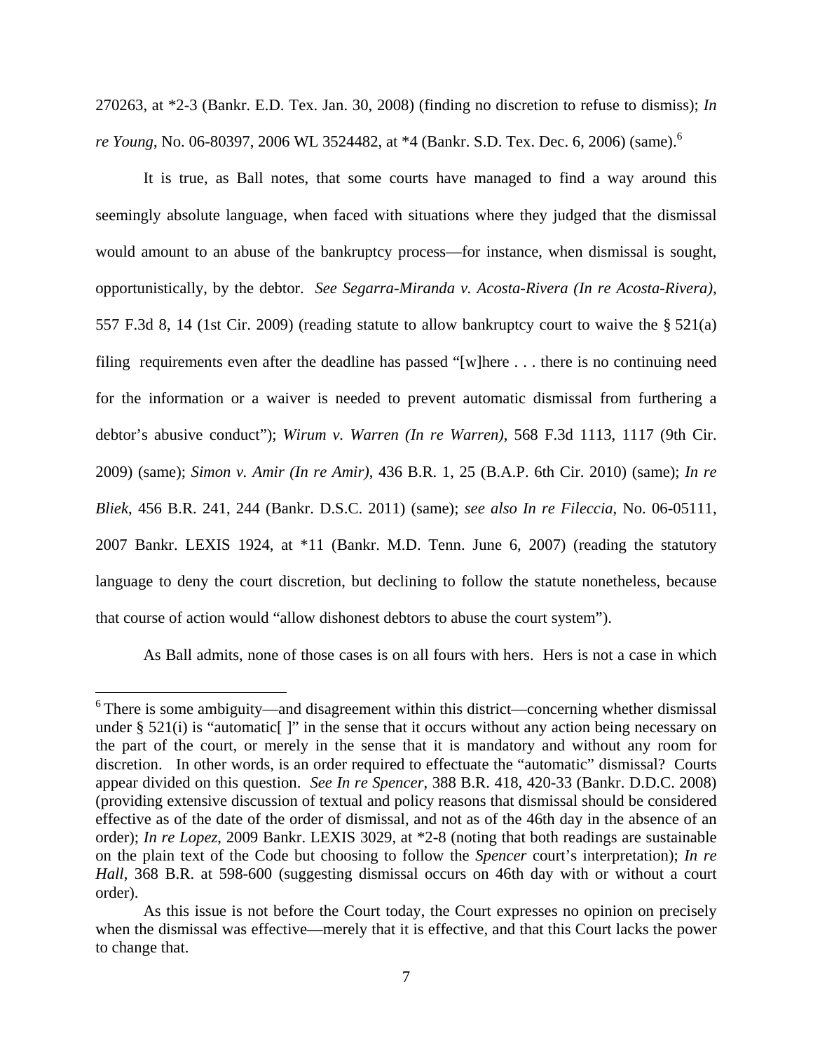270263, at *2-3 (Bankr. E.D. Tex. Jan. 30, 2008) (finding no discretion to refuse to dismiss); *In re Young*, No. 06-80397, 2006 WL 3524482, at *4 (Bankr. S.D. Tex. Dec. 6, 2006) (same).[6]

It is true, as Ball notes, that some courts have managed to find a way around this seemingly absolute language, when faced with situations where they judged that the dismissal would amount to an abuse of the bankruptcy process—for instance, when dismissal is sought, opportunistically, by the debtor. *See Segarra-Miranda v. Acosta-Rivera (In re Acosta-Rivera)*, 557 F.3d 8, 14 (1st Cir. 2009) (reading statute to allow bankruptcy court to waive the § 521(a) filing requirements even after the deadline has passed "[w]here . . . there is no continuing need for the information or a waiver is needed to prevent automatic dismissal from furthering a debtor's abusive conduct"); *Wirum v. Warren (In re Warren)*, 568 F.3d 1113, 1117 (9th Cir. 2009) (same); *Simon v. Amir (In re Amir)*, 436 B.R. 1, 25 (B.A.P. 6th Cir. 2010) (same); *In re Bliek*, 456 B.R. 241, 244 (Bankr. D.S.C. 2011) (same); *see also In re Fileccia*, No. 06-05111, 2007 Bankr. LEXIS 1924, at *11 (Bankr. M.D. Tenn. June 6, 2007) (reading the statutory language to deny the court discretion, but declining to follow the statute nonetheless, because that course of action would "allow dishonest debtors to abuse the court system").

As Ball admits, none of those cases is on all fours with hers. Hers is not a case in which

---

[6] There is some ambiguity—and disagreement within this district—concerning whether dismissal under § 521(i) is "automatic[ ]" in the sense that it occurs without any action being necessary on the part of the court, or merely in the sense that it is mandatory and without any room for discretion. In other words, is an order required to effectuate the "automatic" dismissal? Courts appear divided on this question. *See In re Spencer*, 388 B.R. 418, 420-33 (Bankr. D.D.C. 2008) (providing extensive discussion of textual and policy reasons that dismissal should be considered effective as of the date of the order of dismissal, and not as of the 46th day in the absence of an order); *In re Lopez*, 2009 Bankr. LEXIS 3029, at *2-8 (noting that both readings are sustainable on the plain text of the Code but choosing to follow the *Spencer* court's interpretation); *In re Hall*, 368 B.R. at 598-600 (suggesting dismissal occurs on 46th day with or without a court order).

As this issue is not before the Court today, the Court expresses no opinion on precisely when the dismissal was effective—merely that it is effective, and that this Court lacks the power to change that.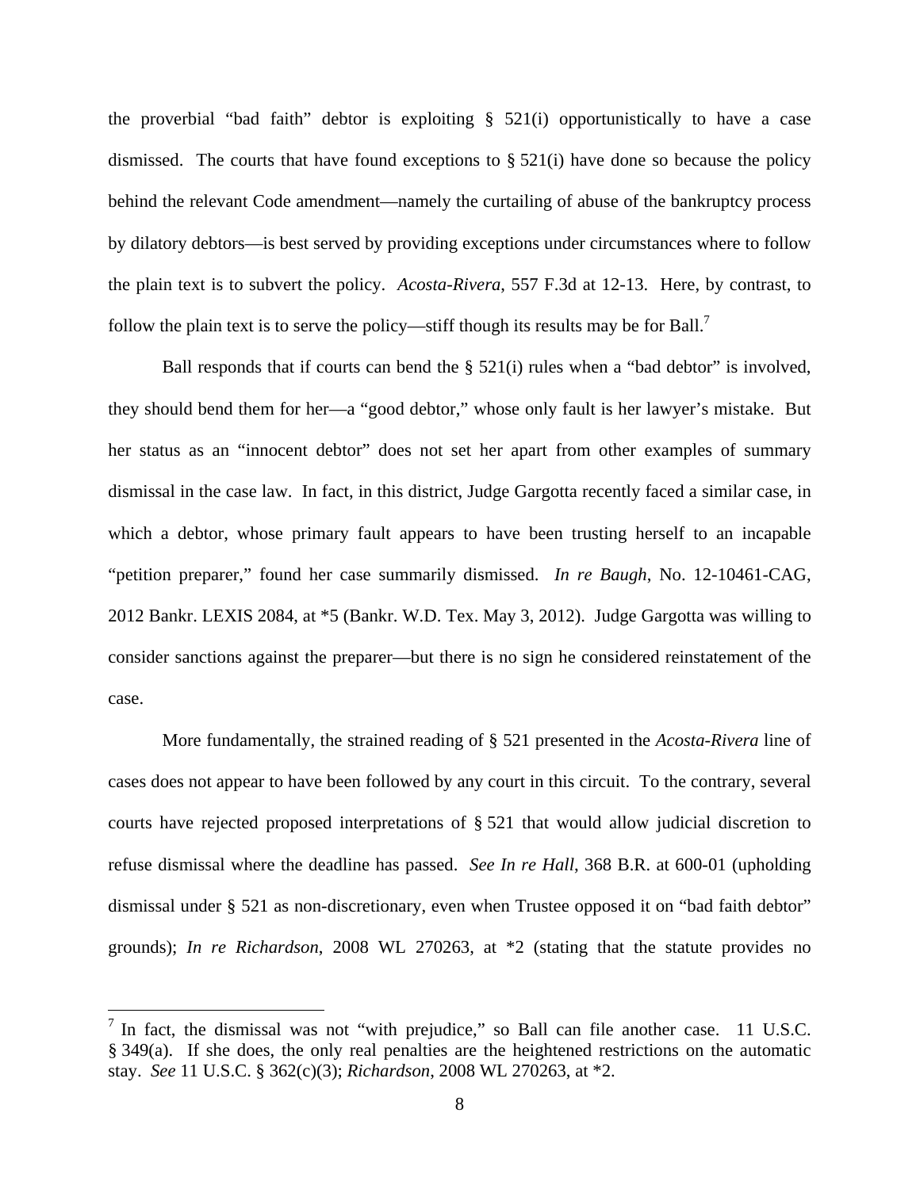the proverbial "bad faith" debtor is exploiting § 521(i) opportunistically to have a case dismissed. The courts that have found exceptions to § 521(i) have done so because the policy behind the relevant Code amendment—namely the curtailing of abuse of the bankruptcy process by dilatory debtors—is best served by providing exceptions under circumstances where to follow the plain text is to subvert the policy. *Acosta-Rivera*, 557 F.3d at 12-13. Here, by contrast, to follow the plain text is to serve the policy—stiff though its results may be for Ball.[7]

Ball responds that if courts can bend the § 521(i) rules when a "bad debtor" is involved, they should bend them for her—a "good debtor," whose only fault is her lawyer's mistake. But her status as an "innocent debtor" does not set her apart from other examples of summary dismissal in the case law. In fact, in this district, Judge Gargotta recently faced a similar case, in which a debtor, whose primary fault appears to have been trusting herself to an incapable "petition preparer," found her case summarily dismissed. *In re Baugh*, No. 12-10461-CAG, 2012 Bankr. LEXIS 2084, at *5 (Bankr. W.D. Tex. May 3, 2012). Judge Gargotta was willing to consider sanctions against the preparer—but there is no sign he considered reinstatement of the case.

More fundamentally, the strained reading of § 521 presented in the *Acosta-Rivera* line of cases does not appear to have been followed by any court in this circuit. To the contrary, several courts have rejected proposed interpretations of § 521 that would allow judicial discretion to refuse dismissal where the deadline has passed. *See In re Hall*, 368 B.R. at 600-01 (upholding dismissal under § 521 as non-discretionary, even when Trustee opposed it on "bad faith debtor" grounds); *In re Richardson*, 2008 WL 270263, at *2 (stating that the statute provides no

[7] In fact, the dismissal was not "with prejudice," so Ball can file another case. 11 U.S.C. § 349(a). If she does, the only real penalties are the heightened restrictions on the automatic stay. *See* 11 U.S.C. § 362(c)(3); *Richardson*, 2008 WL 270263, at *2.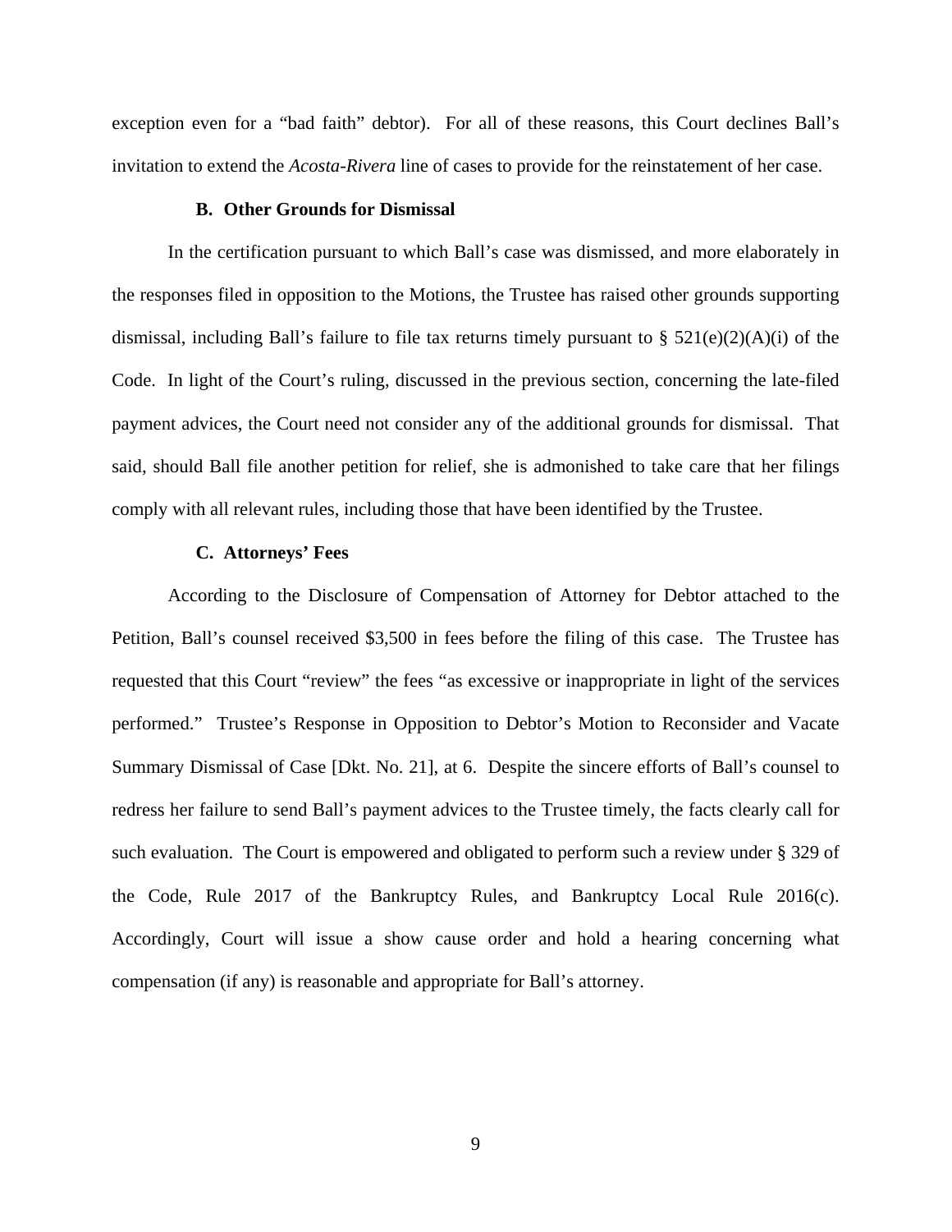exception even for a "bad faith" debtor). For all of these reasons, this Court declines Ball's invitation to extend the *Acosta-Rivera* line of cases to provide for the reinstatement of her case.

### B. Other Grounds for Dismissal

In the certification pursuant to which Ball's case was dismissed, and more elaborately in the responses filed in opposition to the Motions, the Trustee has raised other grounds supporting dismissal, including Ball's failure to file tax returns timely pursuant to § 521(e)(2)(A)(i) of the Code. In light of the Court's ruling, discussed in the previous section, concerning the late-filed payment advices, the Court need not consider any of the additional grounds for dismissal. That said, should Ball file another petition for relief, she is admonished to take care that her filings comply with all relevant rules, including those that have been identified by the Trustee.

### C. Attorneys' Fees

According to the Disclosure of Compensation of Attorney for Debtor attached to the Petition, Ball's counsel received $3,500 in fees before the filing of this case. The Trustee has requested that this Court "review" the fees "as excessive or inappropriate in light of the services performed." Trustee's Response in Opposition to Debtor's Motion to Reconsider and Vacate Summary Dismissal of Case [Dkt. No. 21], at 6. Despite the sincere efforts of Ball's counsel to redress her failure to send Ball's payment advices to the Trustee timely, the facts clearly call for such evaluation. The Court is empowered and obligated to perform such a review under § 329 of the Code, Rule 2017 of the Bankruptcy Rules, and Bankruptcy Local Rule 2016(c). Accordingly, Court will issue a show cause order and hold a hearing concerning what compensation (if any) is reasonable and appropriate for Ball's attorney.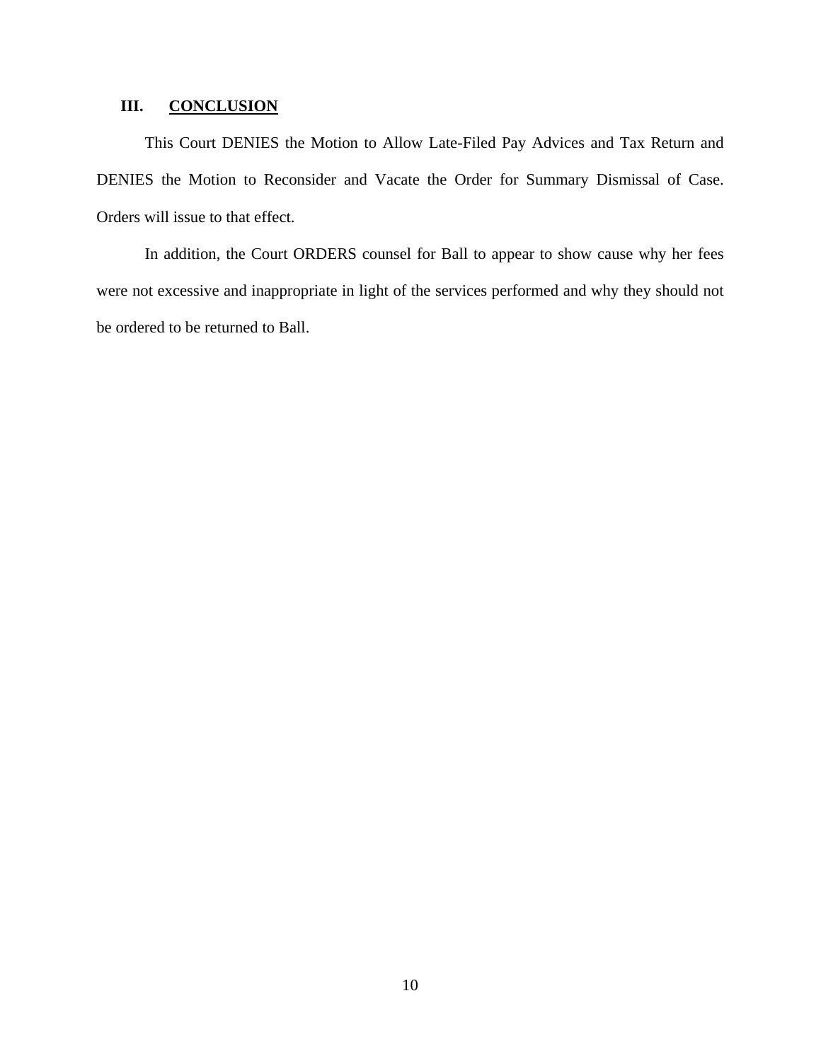## III. CONCLUSION

This Court DENIES the Motion to Allow Late-Filed Pay Advices and Tax Return and DENIES the Motion to Reconsider and Vacate the Order for Summary Dismissal of Case. Orders will issue to that effect.

In addition, the Court ORDERS counsel for Ball to appear to show cause why her fees were not excessive and inappropriate in light of the services performed and why they should not be ordered to be returned to Ball.